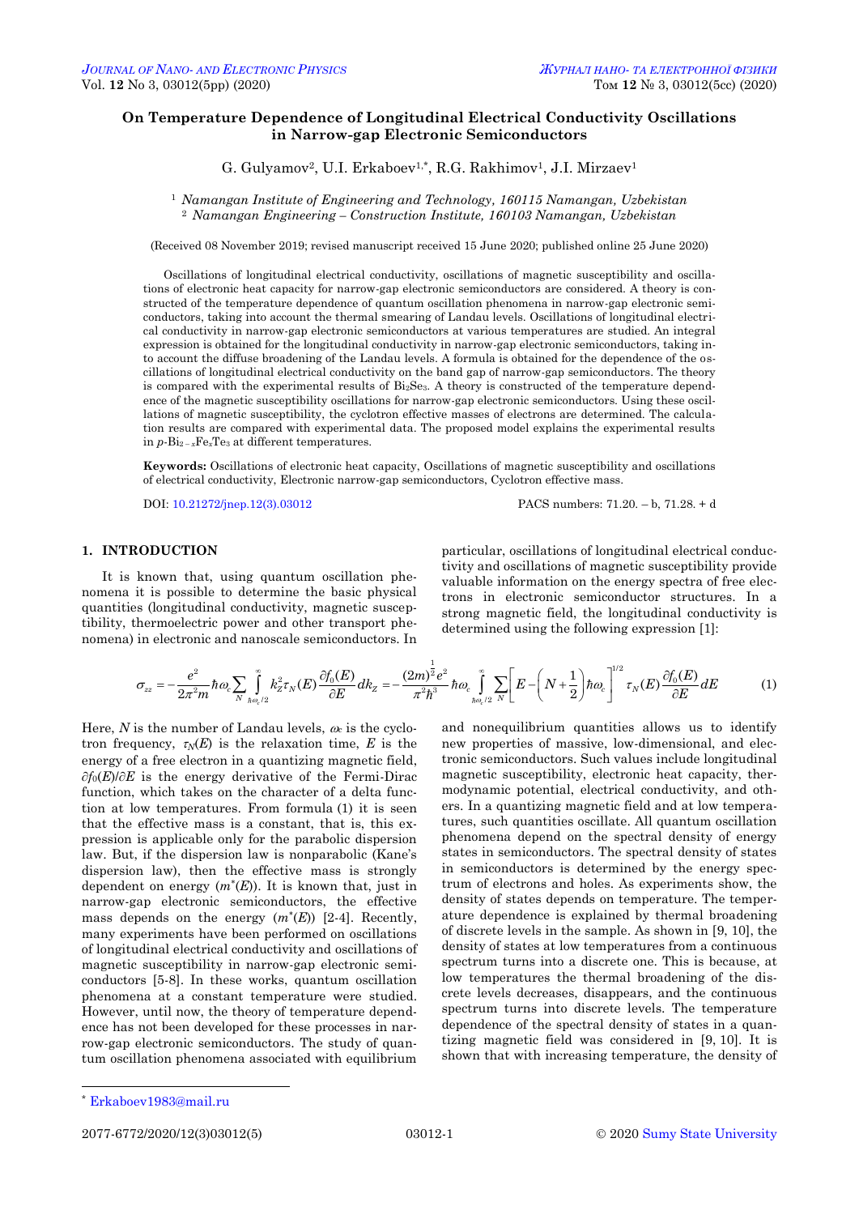# On Temperature Dependence of Longitudinal Electrical Conductivity Oscillations in Narrow-gap Electronic Semiconductors

G. Gulyamov[2], U.I. Erkaboev[1,*], R.G. Rakhimov[1], J.I. Mirzaev[1]

[1] *Namangan Institute of Engineering and Technology, 160115 Namangan, Uzbekistan*
[2] *Namangan Engineering – Construction Institute, 160103 Namangan, Uzbekistan*

(Received 08 November 2019; revised manuscript received 15 June 2020; published online 25 June 2020)

Oscillations of longitudinal electrical conductivity, oscillations of magnetic susceptibility and oscillations of electronic heat capacity for narrow-gap electronic semiconductors are considered. A theory is constructed of the temperature dependence of quantum oscillation phenomena in narrow-gap electronic semiconductors, taking into account the thermal smearing of Landau levels. Oscillations of longitudinal electrical conductivity in narrow-gap electronic semiconductors at various temperatures are studied. An integral expression is obtained for the longitudinal conductivity in narrow-gap electronic semiconductors, taking into account the diffuse broadening of the Landau levels. A formula is obtained for the dependence of the oscillations of longitudinal electrical conductivity on the band gap of narrow-gap semiconductors. The theory is compared with the experimental results of $Bi_2Se_3$. A theory is constructed of the temperature dependence of the magnetic susceptibility oscillations for narrow-gap electronic semiconductors. Using these oscillations of magnetic susceptibility, the cyclotron effective masses of electrons are determined. The calculation results are compared with experimental data. The proposed model explains the experimental results in $p$-$Bi_{2-x}Fe_xTe_3$ at different temperatures.

**Keywords:** Oscillations of electronic heat capacity, Oscillations of magnetic susceptibility and oscillations of electrical conductivity, Electronic narrow-gap semiconductors, Cyclotron effective mass.

DOI: 10.21272/jnep.12(3).03012 PACS numbers: 71.20. – b, 71.28. + d

## 1. INTRODUCTION

It is known that, using quantum oscillation phenomena it is possible to determine the basic physical quantities (longitudinal conductivity, magnetic susceptibility, thermoelectric power and other transport phenomena) in electronic and nanoscale semiconductors. In particular, oscillations of longitudinal electrical conductivity and oscillations of magnetic susceptibility provide valuable information on the energy spectra of free electrons in electronic semiconductor structures. In a strong magnetic field, the longitudinal conductivity is determined using the following expression [1]:

$$\sigma_{zz} = -\frac{e^2}{2\pi^2 m}\hbar\omega_c \sum_N \int_{\hbar\omega_c/2}^{\infty} k_Z^2 \tau_N(E)\frac{\partial f_0(E)}{\partial E}dk_Z = -\frac{(2m)^{\frac{1}{2}}e^2}{\pi^2\hbar^3}\hbar\omega_c \int_{\hbar\omega_c/2}^{\infty}\sum_N \left[E-\left(N+\frac{1}{2}\right)\hbar\omega_c\right]^{1/2}\tau_N(E)\frac{\partial f_0(E)}{\partial E}dE \tag{1}$$

Here, $N$ is the number of Landau levels, $\omega_c$ is the cyclotron frequency, $\tau_N(E)$ is the relaxation time, $E$ is the energy of a free electron in a quantizing magnetic field, $\partial f_0(E)/\partial E$ is the energy derivative of the Fermi-Dirac function, which takes on the character of a delta function at low temperatures. From formula (1) it is seen that the effective mass is a constant, that is, this expression is applicable only for the parabolic dispersion law. But, if the dispersion law is nonparabolic (Kane's dispersion law), then the effective mass is strongly dependent on energy ($m^*(E)$). It is known that, just in narrow-gap electronic semiconductors, the effective mass depends on the energy ($m^*(E)$) [2-4]. Recently, many experiments have been performed on oscillations of longitudinal electrical conductivity and oscillations of magnetic susceptibility in narrow-gap electronic semiconductors [5-8]. In these works, quantum oscillation phenomena at a constant temperature were studied. However, until now, the theory of temperature dependence has not been developed for these processes in narrow-gap electronic semiconductors. The study of quantum oscillation phenomena associated with equilibrium and nonequilibrium quantities allows us to identify new properties of massive, low-dimensional, and electronic semiconductors. Such values include longitudinal magnetic susceptibility, electronic heat capacity, thermodynamic potential, electrical conductivity, and others. In a quantizing magnetic field and at low temperatures, such quantities oscillate. All quantum oscillation phenomena depend on the spectral density of energy states in semiconductors. The spectral density of states in semiconductors is determined by the energy spectrum of electrons and holes. As experiments show, the density of states depends on temperature. The temperature dependence is explained by thermal broadening of discrete levels in the sample. As shown in [9, 10], the density of states at low temperatures from a continuous spectrum turns into a discrete one. This is because, at low temperatures the thermal broadening of the discrete levels decreases, disappears, and the continuous spectrum turns into discrete levels. The temperature dependence of the spectral density of states in a quantizing magnetic field was considered in [9, 10]. It is shown that with increasing temperature, the density of

* Erkaboev1983@mail.ru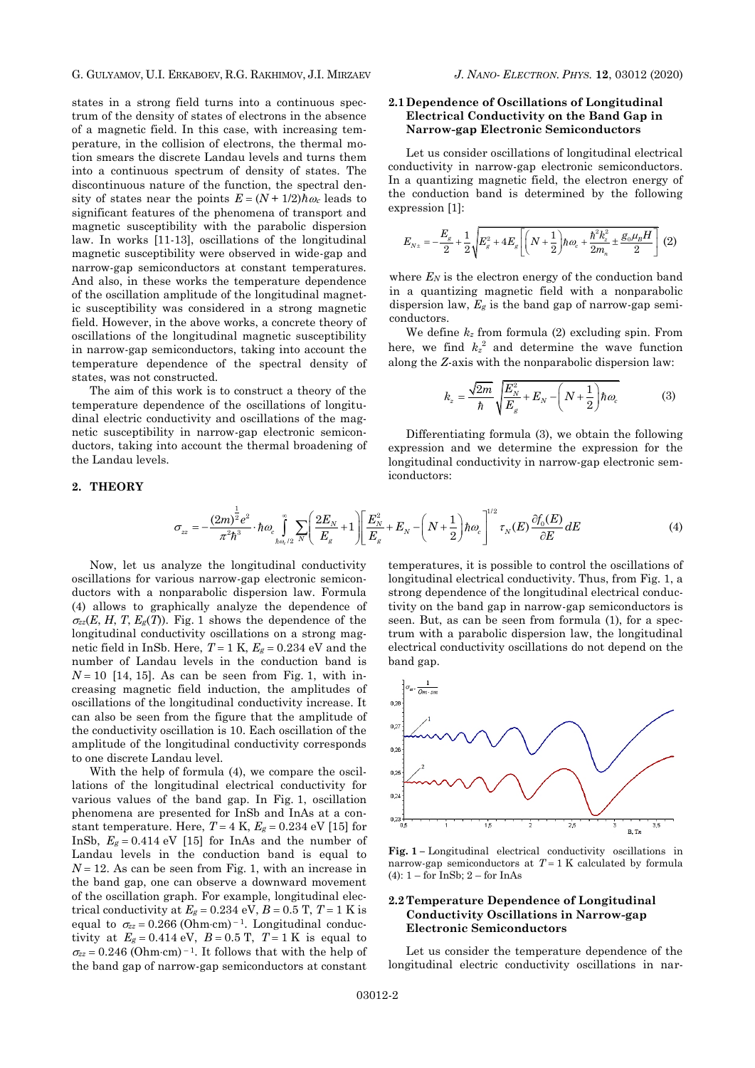states in a strong field turns into a continuous spectrum of the density of states of electrons in the absence of a magnetic field. In this case, with increasing temperature, in the collision of electrons, the thermal motion smears the discrete Landau levels and turns them into a continuous spectrum of density of states. The discontinuous nature of the function, the spectral density of states near the points $E = (N + 1/2)\hbar\omega_c$ leads to significant features of the phenomena of transport and magnetic susceptibility with the parabolic dispersion law. In works [11-13], oscillations of the longitudinal magnetic susceptibility were observed in wide-gap and narrow-gap semiconductors at constant temperatures. And also, in these works the temperature dependence of the oscillation amplitude of the longitudinal magnetic susceptibility was considered in a strong magnetic field. However, in the above works, a concrete theory of oscillations of the longitudinal magnetic susceptibility in narrow-gap semiconductors, taking into account the temperature dependence of the spectral density of states, was not constructed.

The aim of this work is to construct a theory of the temperature dependence of the oscillations of longitudinal electric conductivity and oscillations of the magnetic susceptibility in narrow-gap electronic semiconductors, taking into account the thermal broadening of the Landau levels.

## 2. THEORY

### 2.1 Dependence of Oscillations of Longitudinal Electrical Conductivity on the Band Gap in Narrow-gap Electronic Semiconductors

Let us consider oscillations of longitudinal electrical conductivity in narrow-gap electronic semiconductors. In a quantizing magnetic field, the electron energy of the conduction band is determined by the following expression [1]:

$$E_{N\pm} = -\frac{E_g}{2} + \frac{1}{2}\sqrt{E_g^2 + 4E_g\left[\left(N + \frac{1}{2}\right)\hbar\omega_c + \frac{\hbar^2 k_z^2}{2m_n} \pm \frac{g_0\mu_B H}{2}\right]} \quad (2)$$

where $E_N$ is the electron energy of the conduction band in a quantizing magnetic field with a nonparabolic dispersion law, $E_g$ is the band gap of narrow-gap semiconductors.

We define $k_z$ from formula (2) excluding spin. From here, we find $k_z^2$ and determine the wave function along the $Z$-axis with the nonparabolic dispersion law:

$$k_z = \frac{\sqrt{2m}}{\hbar}\sqrt{\frac{E_N^2}{E_g} + E_N - \left(N + \frac{1}{2}\right)\hbar\omega_c} \quad (3)$$

Differentiating formula (3), we obtain the following expression and we determine the expression for the longitudinal conductivity in narrow-gap electronic semiconductors:

$$\sigma_{zz} = -\frac{(2m)^{\frac{1}{2}}e^2}{\pi^2\hbar^3}\cdot\hbar\omega_c\int_{\hbar\omega_c/2}^{\infty}\sum_N\left(\frac{2E_N}{E_g}+1\right)\left[\frac{E_N^2}{E_g}+E_N-\left(N+\frac{1}{2}\right)\hbar\omega_c\right]^{1/2}\tau_N(E)\frac{\partial f_0(E)}{\partial E}dE \quad (4)$$

Now, let us analyze the longitudinal conductivity oscillations for various narrow-gap electronic semiconductors with a nonparabolic dispersion law. Formula (4) allows to graphically analyze the dependence of $\sigma_{zz}(E, H, T, E_g(T))$. Fig. 1 shows the dependence of the longitudinal conductivity oscillations on a strong magnetic field in InSb. Here, $T = 1$ K, $E_g = 0.234$ eV and the number of Landau levels in the conduction band is $N = 10$ [14, 15]. As can be seen from Fig. 1, with increasing magnetic field induction, the amplitudes of oscillations of the longitudinal conductivity increase. It can also be seen from the figure that the amplitude of the conductivity oscillation is 10. Each oscillation of the amplitude of the longitudinal conductivity corresponds to one discrete Landau level.

With the help of formula (4), we compare the oscillations of the longitudinal electrical conductivity for various values of the band gap. In Fig. 1, oscillation phenomena are presented for InSb and InAs at a constant temperature. Here, $T = 4$ K, $E_g = 0.234$ eV [15] for InSb, $E_g = 0.414$ eV [15] for InAs and the number of Landau levels in the conduction band is equal to $N = 12$. As can be seen from Fig. 1, with an increase in the band gap, one can observe a downward movement of the oscillation graph. For example, longitudinal electrical conductivity at $E_g = 0.234$ eV, $B = 0.5$ T, $T = 1$ K is equal to $\sigma_{zz} = 0.266$ (Ohm·cm)$^{-1}$. Longitudinal conductivity at $E_g = 0.414$ eV, $B = 0.5$ T, $T = 1$ K is equal to $\sigma_{zz} = 0.246$ (Ohm·cm)$^{-1}$. It follows that with the help of the band gap of narrow-gap semiconductors at constant temperatures, it is possible to control the oscillations of longitudinal electrical conductivity. Thus, from Fig. 1, a strong dependence of the longitudinal electrical conductivity on the band gap in narrow-gap semiconductors is seen. But, as can be seen from formula (1), for a spectrum with a parabolic dispersion law, the longitudinal electrical conductivity oscillations do not depend on the band gap.

**Fig. 1** – Longitudinal electrical conductivity oscillations in narrow-gap semiconductors at $T = 1$ K calculated by formula (4): 1 – for InSb; 2 – for InAs

### 2.2 Temperature Dependence of Longitudinal Conductivity Oscillations in Narrow-gap Electronic Semiconductors

Let us consider the temperature dependence of the longitudinal electric conductivity oscillations in nar-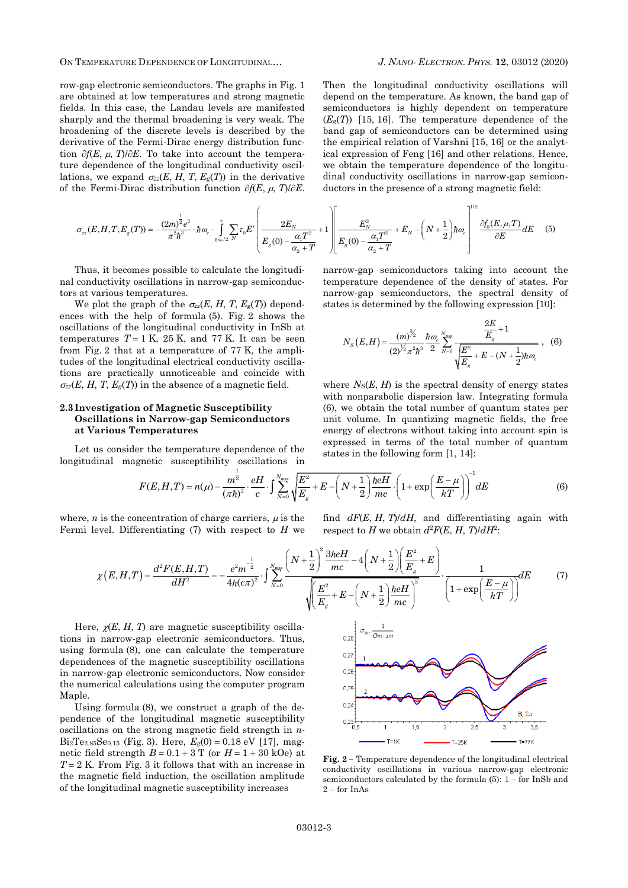row-gap electronic semiconductors. The graphs in Fig. 1 are obtained at low temperatures and strong magnetic fields. In this case, the Landau levels are manifested sharply and the thermal broadening is very weak. The broadening of the discrete levels is described by the derivative of the Fermi-Dirac energy distribution function $\partial f(E, \mu, T)/\partial E$. To take into account the temperature dependence of the longitudinal conductivity oscillations, we expand $\sigma_{zz}(E, H, T, E_g(T))$ in the derivative of the Fermi-Dirac distribution function $\partial f(E, \mu, T)/\partial E$.

Then the longitudinal conductivity oscillations will depend on the temperature. As known, the band gap of semiconductors is highly dependent on temperature ($E_g(T)$) [15, 16]. The temperature dependence of the band gap of semiconductors can be determined using the empirical relation of Varshni [15, 16] or the analytical expression of Feng [16] and other relations. Hence, we obtain the temperature dependence of the longitudinal conductivity oscillations in narrow-gap semiconductors in the presence of a strong magnetic field:

$$\sigma_{zz}(E,H,T,E_g(T)) = -\frac{(2m)^{\frac{1}{2}}e^2}{\pi^2\hbar^3}\cdot\hbar\omega_c\cdot\int\limits_{\hbar\omega_c/2}^{\infty}\sum_N \tau_0 E^r\left(\frac{2E_N}{E_g(0)-\dfrac{\alpha_1 T^2}{\alpha_2+T}}+1\right)\left[\frac{E_N^2}{E_g(0)-\dfrac{\alpha_1 T^2}{\alpha_2+T}}+E_N-\left(N+\frac{1}{2}\right)\hbar\omega_c\right]^{1/2}\frac{\partial f_0(E,\mu,T)}{\partial E}dE \quad (5)$$

Thus, it becomes possible to calculate the longitudinal conductivity oscillations in narrow-gap semiconductors at various temperatures.

We plot the graph of the $\sigma_{zz}(E, H, T, E_g(T))$ dependences with the help of formula (5). Fig. 2 shows the oscillations of the longitudinal conductivity in InSb at temperatures $T = 1$ K, 25 K, and 77 K. It can be seen from Fig. 2 that at a temperature of 77 K, the amplitudes of the longitudinal electrical conductivity oscillations are practically unnoticeable and coincide with $\sigma_{zz}(E, H, T, E_g(T))$ in the absence of a magnetic field.

### 2.3 Investigation of Magnetic Susceptibility Oscillations in Narrow-gap Semiconductors at Various Temperatures

Let us consider the temperature dependence of the longitudinal magnetic susceptibility oscillations in narrow-gap semiconductors taking into account the temperature dependence of the density of states. For narrow-gap semiconductors, the spectral density of states is determined by the following expression [10]:

$$N_S(E,H) = \frac{(m)^{3/2}}{(2)^{1/2}\pi^2\hbar^3}\cdot\frac{\hbar\omega_c}{2}\sum_{N=0}^{N_{\max}}\frac{\dfrac{2E}{E_g}+1}{\sqrt{\dfrac{E^2}{E_g}+E-(N+\frac{1}{2})\hbar\omega_c}}, \quad (6)$$

where $N_S(E, H)$ is the spectral density of energy states with nonparabolic dispersion law. Integrating formula (6), we obtain the total number of quantum states per unit volume. In quantizing magnetic fields, the free energy of electrons without taking into account spin is expressed in terms of the total number of quantum states in the following form [1, 14]:

$$F(E,H,T) = n(\mu) - \frac{m^{\frac{1}{2}}}{(\pi\hbar)^2}\cdot\frac{eH}{c}\cdot\int\sum_{N=0}^{N_{\max}}\sqrt{\frac{E^2}{E_g}+E-\left(N+\frac{1}{2}\right)\frac{\hbar eH}{mc}}\cdot\left(1+\exp\left(\frac{E-\mu}{kT}\right)\right)^{-1}dE \quad (6)$$

where, $n$ is the concentration of charge carriers, $\mu$ is the Fermi level. Differentiating (7) with respect to $H$ we find $dF(E, H, T)/dH$, and differentiating again with respect to $H$ we obtain $d^2F(E, H, T)/dH^2$:

$$\chi(E,H,T) = \frac{d^2F(E,H,T)}{dH^2} = -\frac{e^2 m^{-\frac{1}{2}}}{4\hbar(c\pi)^2}\cdot\int\sum_{N=0}^{N_{\max}}\frac{\left(N+\frac{1}{2}\right)^2\dfrac{3\hbar eH}{mc}-4\left(N+\frac{1}{2}\right)\left(\dfrac{E^2}{E_g}+E\right)}{\sqrt{\left(\dfrac{E^2}{E_g}+E-\left(N+\frac{1}{2}\right)\dfrac{\hbar eH}{mc}\right)^3}}\cdot\frac{1}{\left(1+\exp\left(\dfrac{E-\mu}{kT}\right)\right)}dE \quad (7)$$

Here, $\chi(E, H, T)$ are magnetic susceptibility oscillations in narrow-gap electronic semiconductors. Thus, using formula (8), one can calculate the temperature dependences of the magnetic susceptibility oscillations in narrow-gap electronic semiconductors. Now consider the numerical calculations using the computer program Maple.

Using formula (8), we construct a graph of the dependence of the longitudinal magnetic susceptibility oscillations on the strong magnetic field strength in $n$-$Bi_2Te_{2.85}Se_{0.15}$ (Fig. 3). Here, $E_g(0) = 0.18$ eV [17], magnetic field strength $B = 0.1 \div 3$ T (or $H = 1 \div 30$ kOe) at $T = 2$ K. From Fig. 3 it follows that with an increase in the magnetic field induction, the oscillation amplitude of the longitudinal magnetic susceptibility increases

**Fig. 2** – Temperature dependence of the longitudinal electrical conductivity oscillations in various narrow-gap electronic semiconductors calculated by the formula (5): 1 – for InSb and 2 – for InAs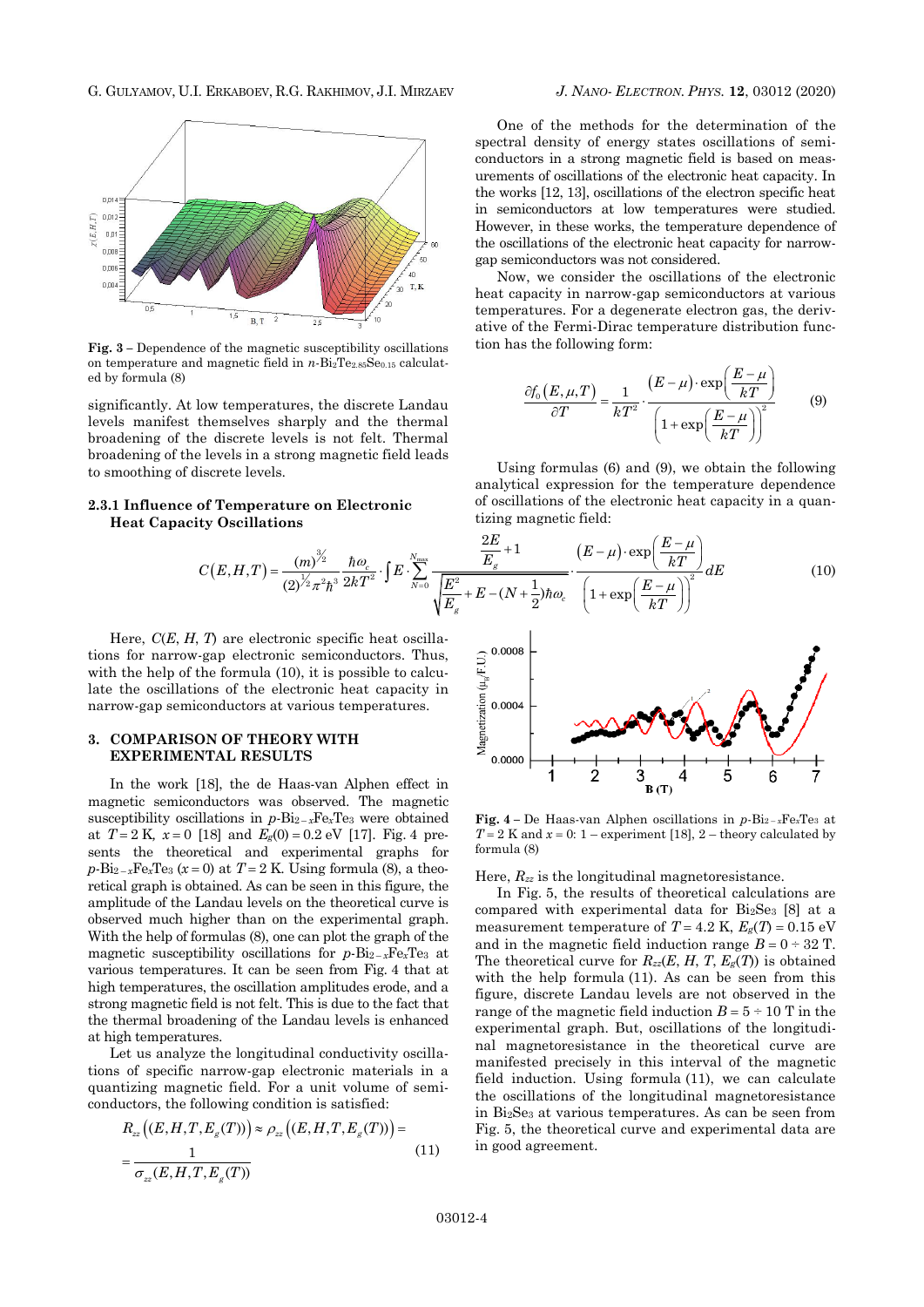**Fig. 3** – Dependence of the magnetic susceptibility oscillations on temperature and magnetic field in $n$-$Bi_2Te_{2.85}Se_{0.15}$ calculated by formula (8)

significantly. At low temperatures, the discrete Landau levels manifest themselves sharply and the thermal broadening of the discrete levels is not felt. Thermal broadening of the levels in a strong magnetic field leads to smoothing of discrete levels.

### 2.3.1 Influence of Temperature on Electronic Heat Capacity Oscillations

One of the methods for the determination of the spectral density of energy states oscillations of semiconductors in a strong magnetic field is based on measurements of oscillations of the electronic heat capacity. In the works [12, 13], oscillations of the electron specific heat in semiconductors at low temperatures were studied. However, in these works, the temperature dependence of the oscillations of the electronic heat capacity for narrow-gap semiconductors was not considered.

Now, we consider the oscillations of the electronic heat capacity in narrow-gap semiconductors at various temperatures. For a degenerate electron gas, the derivative of the Fermi-Dirac temperature distribution function has the following form:

$$\frac{\partial f_0(E,\mu,T)}{\partial T} = \frac{1}{kT^2}\cdot\frac{(E-\mu)\cdot\exp\left(\frac{E-\mu}{kT}\right)}{\left(1+\exp\left(\frac{E-\mu}{kT}\right)\right)^2} \tag{9}$$

Using formulas (6) and (9), we obtain the following analytical expression for the temperature dependence of oscillations of the electronic heat capacity in a quantizing magnetic field:

$$C(E,H,T) = \frac{(m)^{3/2}}{(2)^{1/2}\pi^2\hbar^3}\frac{\hbar\omega_c}{2kT^2}\cdot\int E\cdot\sum_{N=0}^{N_{\max}}\frac{\frac{2E}{E_g}+1}{\sqrt{\frac{E^2}{E_g}+E-(N+\frac{1}{2})\hbar\omega_c}}\cdot\frac{(E-\mu)\cdot\exp\left(\frac{E-\mu}{kT}\right)}{\left(1+\exp\left(\frac{E-\mu}{kT}\right)\right)^2}dE \tag{10}$$

Here, $C(E, H, T)$ are electronic specific heat oscillations for narrow-gap electronic semiconductors. Thus, with the help of the formula (10), it is possible to calculate the oscillations of the electronic heat capacity in narrow-gap semiconductors at various temperatures.

## 3. COMPARISON OF THEORY WITH EXPERIMENTAL RESULTS

In the work [18], the de Haas-van Alphen effect in magnetic semiconductors was observed. The magnetic susceptibility oscillations in $p$-$Bi_{2-x}Fe_xTe_3$ were obtained at $T = 2$ K, $x = 0$ [18] and $E_g(0) = 0.2$ eV [17]. Fig. 4 presents the theoretical and experimental graphs for $p$-$Bi_{2-x}Fe_xTe_3$ ($x = 0$) at $T = 2$ K. Using formula (8), a theoretical graph is obtained. As can be seen in this figure, the amplitude of the Landau levels on the theoretical curve is observed much higher than on the experimental graph. With the help of formulas (8), one can plot the graph of the magnetic susceptibility oscillations for $p$-$Bi_{2-x}Fe_xTe_3$ at various temperatures. It can be seen from Fig. 4 that at high temperatures, the oscillation amplitudes erode, and a strong magnetic field is not felt. This is due to the fact that the thermal broadening of the Landau levels is enhanced at high temperatures.

**Fig. 4** – De Haas-van Alphen oscillations in $p$-$Bi_{2-x}Fe_xTe_3$ at $T = 2$ K and $x = 0$: 1 – experiment [18], 2 – theory calculated by formula (8)

Let us analyze the longitudinal conductivity oscillations of specific narrow-gap electronic materials in a quantizing magnetic field. For a unit volume of semiconductors, the following condition is satisfied:

$$R_{zz}\left((E,H,T,E_g(T))\right) \approx \rho_{zz}\left((E,H,T,E_g(T))\right) = \frac{1}{\sigma_{zz}(E,H,T,E_g(T))} \tag{11}$$

Here, $R_{zz}$ is the longitudinal magnetoresistance.

In Fig. 5, the results of theoretical calculations are compared with experimental data for $Bi_2Se_3$ [8] at a measurement temperature of $T = 4.2$ K, $E_g(T) = 0.15$ eV and in the magnetic field induction range $B = 0 \div 32$ T. The theoretical curve for $R_{zz}(E, H, T, E_g(T))$ is obtained with the help formula (11). As can be seen from this figure, discrete Landau levels are not observed in the range of the magnetic field induction $B = 5 \div 10$ T in the experimental graph. But, oscillations of the longitudinal magnetoresistance in the theoretical curve are manifested precisely in this interval of the magnetic field induction. Using formula (11), we can calculate the oscillations of the longitudinal magnetoresistance in $Bi_2Se_3$ at various temperatures. As can be seen from Fig. 5, the theoretical curve and experimental data are in good agreement.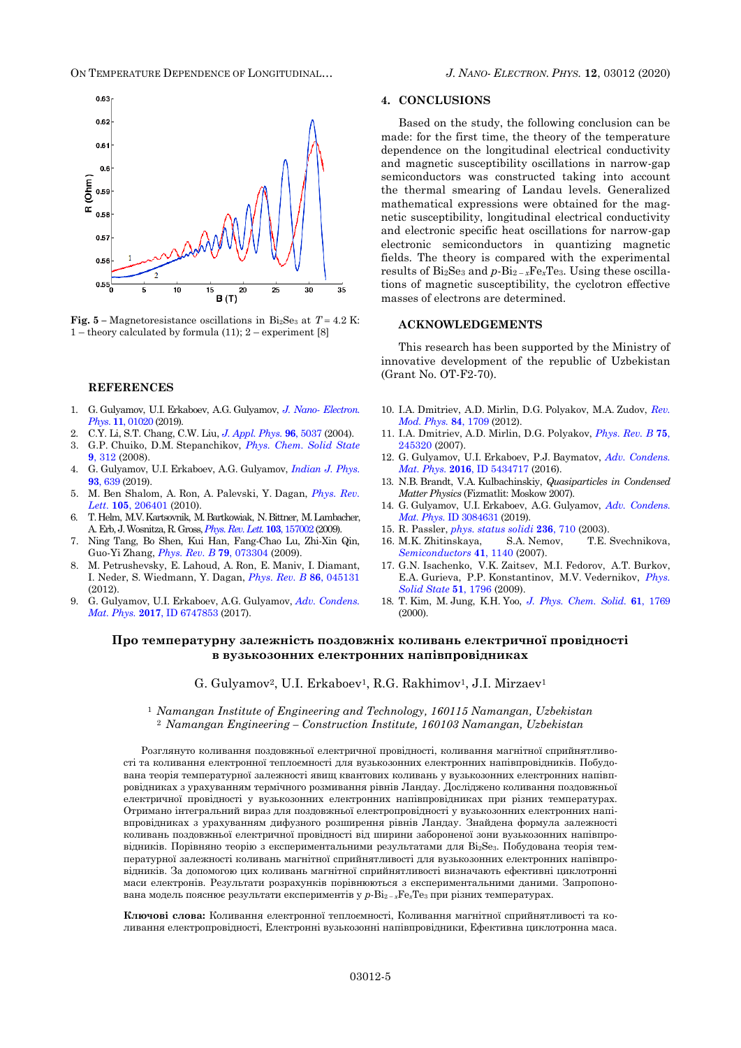0.63
0.62
0.61
0.6
0.59
0.58
0.57
0.56
0.55
R (Ohm)
0 5 10 15 20 25 30 35
B (T)
1
2

**Fig. 5** – Magnetoresistance oscillations in $Bi_2Se_3$ at $T = 4.2$ K: 1 – theory calculated by formula (11); 2 – experiment [8]

## 4. CONCLUSIONS

Based on the study, the following conclusion can be made: for the first time, the theory of the temperature dependence on the longitudinal electrical conductivity and magnetic susceptibility oscillations in narrow-gap semiconductors was constructed taking into account the thermal smearing of Landau levels. Generalized mathematical expressions were obtained for the magnetic susceptibility, longitudinal electrical conductivity and electronic specific heat oscillations for narrow-gap electronic semiconductors in quantizing magnetic fields. The theory is compared with the experimental results of $Bi_2Se_3$ and $p$-$Bi_{2-x}Fe_xTe_3$. Using these oscillations of magnetic susceptibility, the cyclotron effective masses of electrons are determined.

## ACKNOWLEDGEMENTS

This research has been supported by the Ministry of innovative development of the republic of Uzbekistan (Grant No. OT-F2-70).

## REFERENCES

1. G. Gulyamov, U.I. Erkaboev, A.G. Gulyamov, *J. Nano- Electron. Phys.* **11**, 01020 (2019).
2. C.Y. Li, S.T. Chang, C.W. Liu, *J. Appl. Phys.* **96**, 5037 (2004).
3. G.P. Chuiko, D.M. Stepanchikov, *Phys. Chem. Solid State* **9**, 312 (2008).
4. G. Gulyamov, U.I. Erkaboev, A.G. Gulyamov, *Indian J. Phys.* **93**, 639 (2019).
5. M. Ben Shalom, A. Ron, A. Palevski, Y. Dagan, *Phys. Rev. Lett.* **105**, 206401 (2010).
6. T. Helm, M.V. Kartsovnik, M. Bartkowiak, N. Bittner, M. Lambacher, A. Erb, J. Wosnitza, R. Gross, *Phys. Rev. Lett.* **103**, 157002 (2009).
7. Ning Tang, Bo Shen, Kui Han, Fang-Chao Lu, Zhi-Xin Qin, Guo-Yi Zhang, *Phys. Rev. B* **79**, 073304 (2009).
8. M. Petrushevsky, E. Lahoud, A. Ron, E. Maniv, I. Diamant, I. Neder, S. Wiedmann, Y. Dagan, *Phys. Rev. B* **86**, 045131 (2012).
9. G. Gulyamov, U.I. Erkaboev, A.G. Gulyamov, *Adv. Condens. Mat. Phys.* **2017**, ID 6747853 (2017).
10. I.A. Dmitriev, A.D. Mirlin, D.G. Polyakov, M.A. Zudov, *Rev. Mod. Phys.* **84**, 1709 (2012).
11. I.A. Dmitriev, A.D. Mirlin, D.G. Polyakov, *Phys. Rev. B* **75**, 245320 (2007).
12. G. Gulyamov, U.I. Erkaboev, P.J. Baymatov, *Adv. Condens. Mat. Phys.* **2016**, ID 5434717 (2016).
13. N.B. Brandt, V.A. Kulbachinskiy, *Quasiparticles in Condensed Matter Physics* (Fizmatlit: Moskow 2007).
14. G. Gulyamov, U.I. Erkaboev, A.G. Gulyamov, *Adv. Condens. Mat. Phys.* ID 3084631 (2019).
15. R. Passler, *phys. status solidi* **236**, 710 (2003).
16. M.K. Zhitinskaya, S.A. Nemov, T.E. Svechnikova, *Semiconductors* **41**, 1140 (2007).
17. G.N. Isachenko, V.K. Zaitsev, M.I. Fedorov, A.T. Burkov, E.A. Gurieva, P.P. Konstantinov, M.V. Vedernikov, *Phys. Solid State* **51**, 1796 (2009).
18. T. Kim, M. Jung, K.H. Yoo, *J. Phys. Chem. Solid.* **61**, 1769 (2000).

## Про температурну залежність поздовжніх коливань електричної провідності в вузькозонних електронних напівпровідниках

G. Gulyamov[2], U.I. Erkaboev[1], R.G. Rakhimov[1], J.I. Mirzaev[1]

[1] *Namangan Institute of Engineering and Technology, 160115 Namangan, Uzbekistan*
[2] *Namangan Engineering – Construction Institute, 160103 Namangan, Uzbekistan*

Розглянуто коливання поздовжньої електричної провідності, коливання магнітної сприйнятливості та коливання електронної теплоємності для вузькозонних електронних напівпровідників. Побудована теорія температурної залежності явищ квантових коливань у вузькозонних електронних напівпровідниках з урахуванням термічного розмивання рівнів Ландау. Досліджено коливання поздовжньої електричної провідності у вузькозонних електронних напівпровідниках при різних температурах. Отримано інтегральний вираз для поздовжньої електропровідності у вузькозонних електронних напівпровідниках з урахуванням дифузного розширення рівнів Ландау. Знайдена формула залежності коливань поздовжньої електричної провідності від ширини забороненої зони вузькозонних напівпровідників. Порівняно теорію з експериментальними результатами для $Bi_2Se_3$. Побудована теорія температурної залежності коливань магнітної сприйнятливості для вузькозонних електронних напівпровідників. За допомогою цих коливань магнітної сприйнятливості визначають ефективні циклотронні маси електронів. Результати розрахунків порівнюються з експериментальними даними. Запропонована модель пояснює результати експериментів у $p$-$Bi_{2-x}Fe_xTe_3$ при різних температурах.

**Ключові слова:** Коливання електронної теплоємності, Коливання магнітної сприйнятливості та коливання електропровідності, Електронні вузькозонні напівпровідники, Ефективна циклотронна маса.